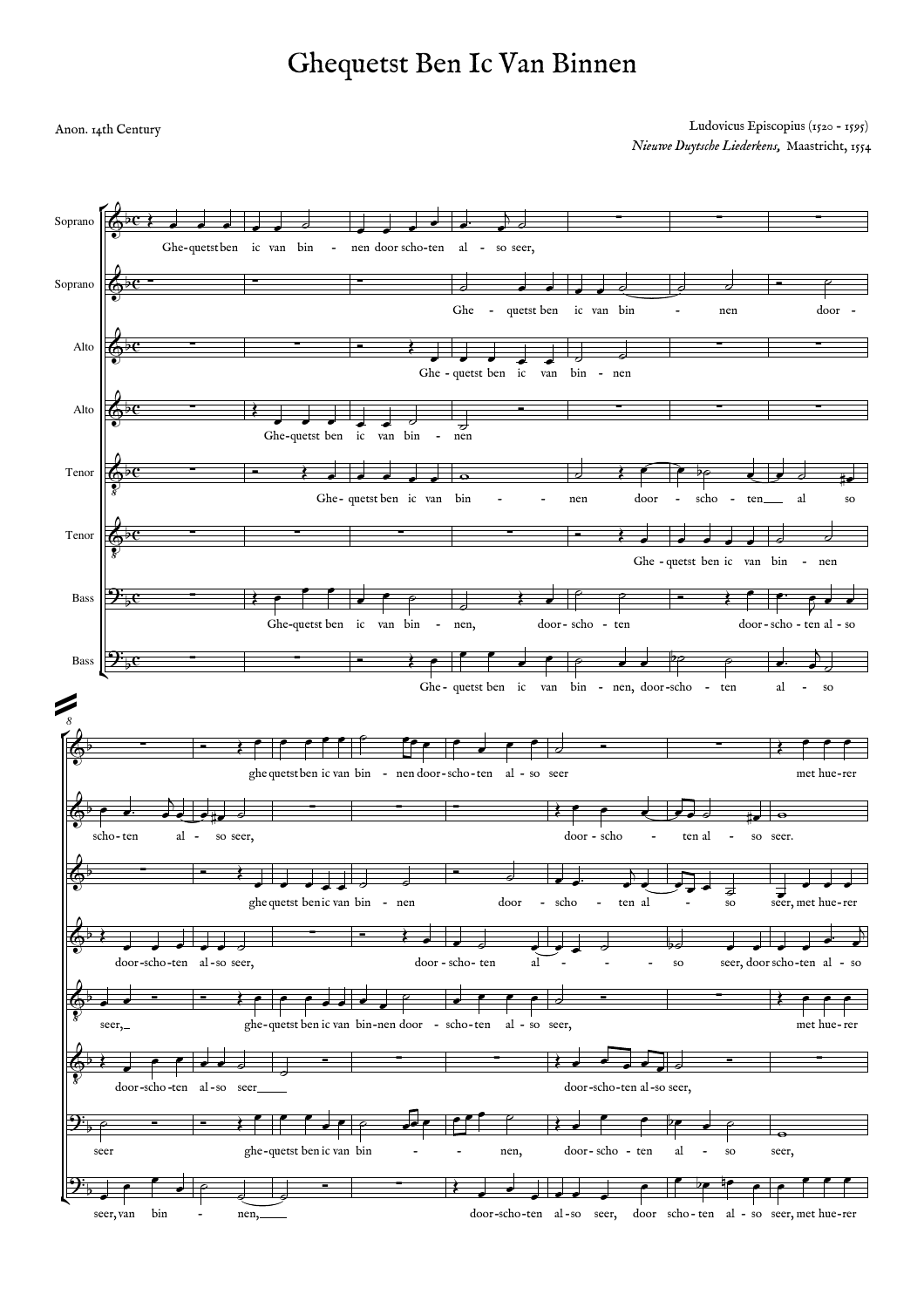# Ghequetst Ben Ic Van Binnen

Anon. 14th Century

Ludovicus Episcopius (1520 - 1595)
*Nieuwe Duytsche Liederkens,* Maastricht, 1554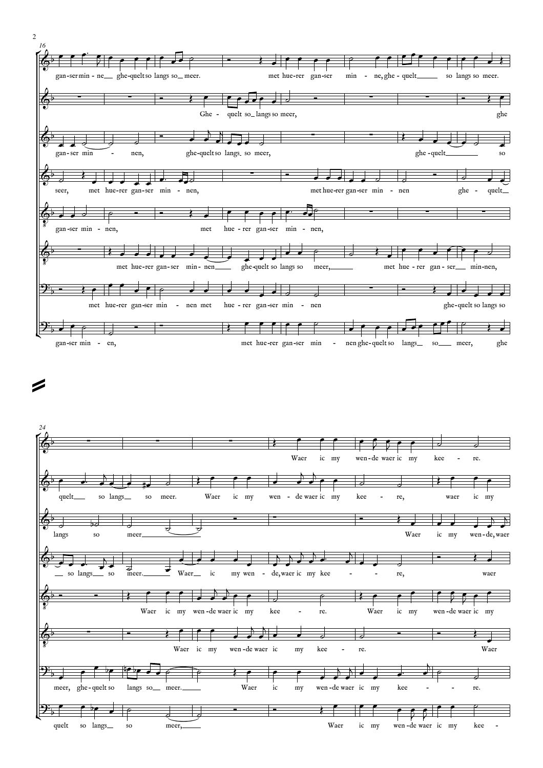16

gan-ser min - ne__ ghe-quelt so langs so__ meer. met hue-rer gan-ser min - ne, ghe - quelt____ so langs so meer.

Ghe - quelt so_ langs so meer, ghe

gan-ser min - nen, ghe-quelt so langs_ so meer, ghe - quelt________ so

seer, met hue-rer gan-ser min - nen, met hue-rer gan-ser min - nen ghe - quelt__

gan-ser min - nen, met hue - rer gan-ser min - nen,

met hue-rer gan-ser min - nen____ ghe-quelt so langs so meer,_____ met hue - rer gan - ser__ min-nen,

met hue-rer gan-ser min - nen met hue - rer gan-ser min - nen ghe-quelt so langs so

gan-ser min - en, met hue-rer gan-ser min - nen ghe-quelt so langs__ so___ meer, ghe

24

Waer ic my wen-de waer ic my kee - re.

quelt___ so langs__ so meer. Waer ic my wen - de waer ic my kee - re, waer ic my

langs so meer_______________ Waer ic my wen-de, waer

__ so langs___ so meer._______ Waer__ ic my wen - de, waer ic my kee - - - re, waer

Waer ic my wen-de waer ic my kee - re. Waer ic my wen-de waer ic my

Waer ic my wen-de waer ic my kee - re. Waer

meer, ghe-quelt so langs so__ meer._____ Waer ic my wen-de waer ic my kee - - re.

quelt so langs__ so meer,_____ Waer ic my wen-de waer ic my kee -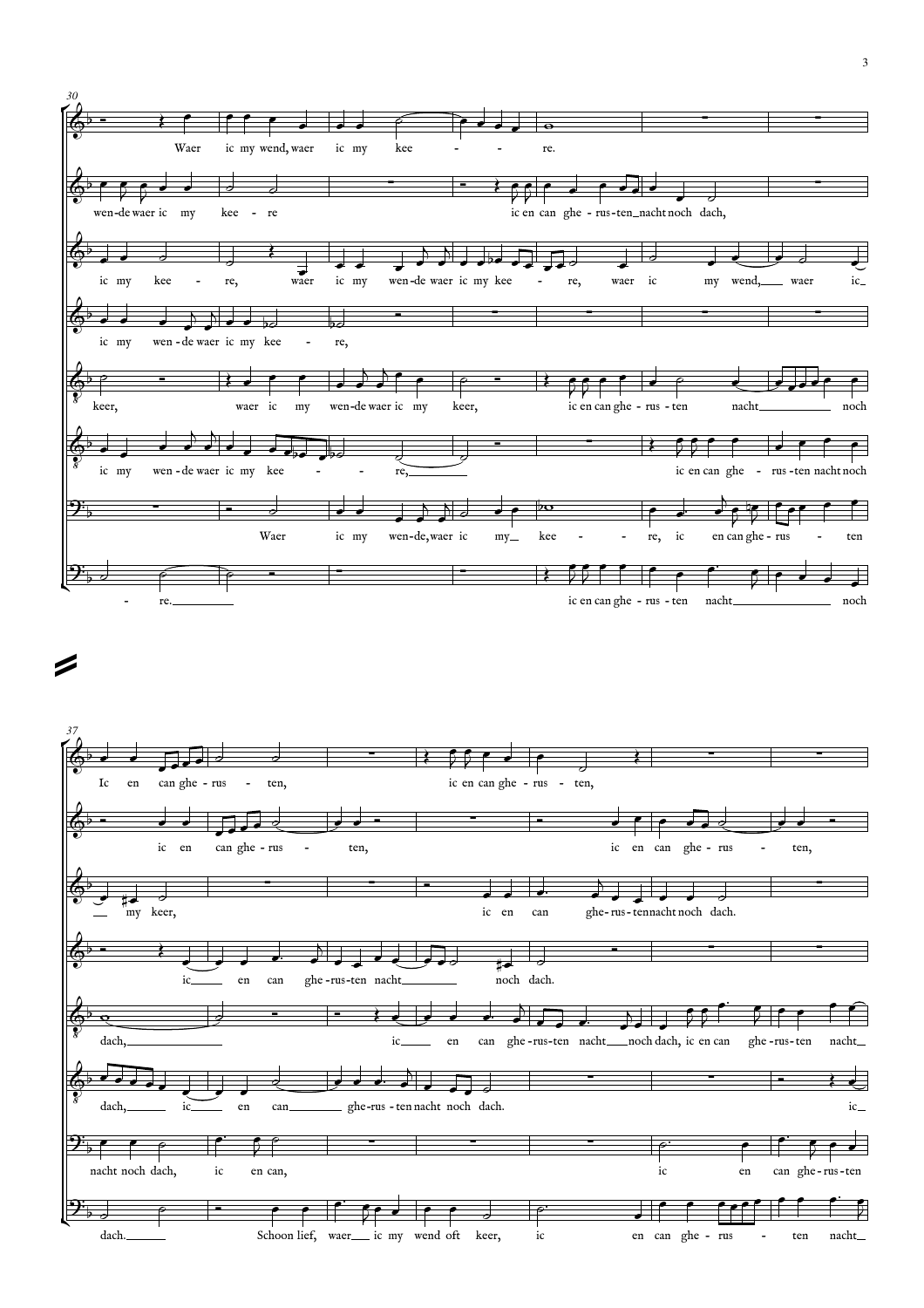30

Waer ic my wend, waer ic my kee - - - re.

wen-de waer ic my kee - re ic en can ghe - rus - ten_nacht noch dach,

ic my kee - re, waer ic my wen-de waer ic my kee - re, waer ic my wend,___ waer ic_

ic my wen - de waer ic my kee - re,

keer, waer ic my wen-de waer ic my keer, ic en can ghe - rus - ten nacht___ noch

ic my wen - de waer ic my kee - - - re,___ ic en can ghe - rus - ten nacht noch

Waer ic my wen-de, waer ic my__ kee - - - re, ic en can ghe - rus - ten

- re.___ ic en can ghe - rus - ten nacht___ noch

37

Ic en can ghe - rus - ten, ic en can ghe - rus - ten,

ic en can ghe - rus - ten, ic en can ghe - rus - ten,

__ my keer, ic en can ghe - rus - ten nacht noch dach.

ic___ en can ghe - rus - ten nacht___ noch dach.

dach,___ ic___ en can ghe - rus - ten nacht___ noch dach, ic en can ghe - rus - ten nacht_

dach,___ ic___ en can___ ghe - rus - ten nacht noch dach. ic_

nacht noch dach, ic en can, ic en can ghe - rus - ten

dach.___ Schoon lief, waer___ ic my wend oft keer, ic en can ghe - rus - ten nacht_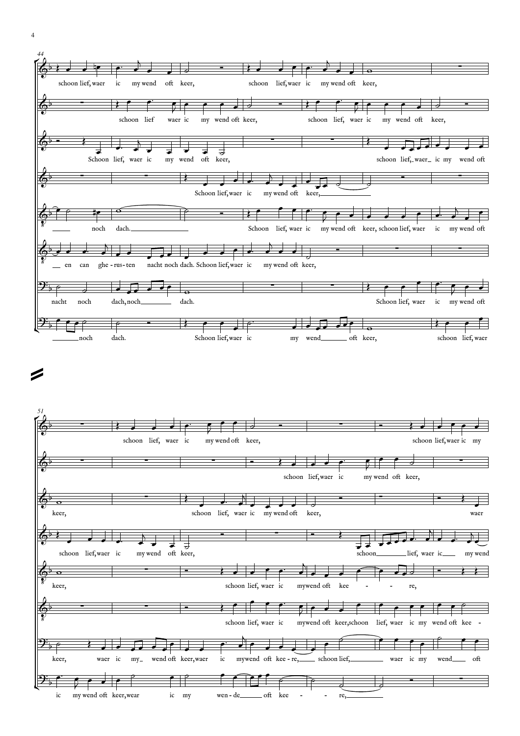44

schoon lief, waer ic my wend oft keer, schoon lief, waer ic my wend oft keer,

schoon lief waer ic my wend oft keer, schoon lief, waer ic my wend oft keer,

Schoon lief, waer ic my wend oft keer, schoon lief, waer ic my wend oft

Schoon lief, waer ic my wend oft keer,

noch dach. Schoon lief, waer ic my wend oft keer, schoon lief, waer ic my wend oft

en can ghe - rus - ten nacht noch dach. Schoon lief, waer ic my wend oft keer,

nacht noch dach, noch dach. Schoon lief, waer ic my wend oft

noch dach. Schoon lief, waer ic my wend oft keer, schoon lief, waer

51

schoon lief, waer ic my wend oft keer, schoon lief, waer ic my

schoon lief, waer ic my wend oft keer,

keer, schoon lief, waer ic my wend oft keer, waer

schoon lief, waer ic my wend oft keer, schoon lief, waer ic my wend

keer, schoon lief, waer ic my wend oft kee - - re,

schoon lief, waer ic my wend oft keer, schoon lief, waer ic my wend oft kee -

keer, waer ic my wend oft keer, waer ic my wend oft kee - re, schoon lief, waer ic my wend oft

ic my wend oft keer, wear ic my wen - de oft kee - - re,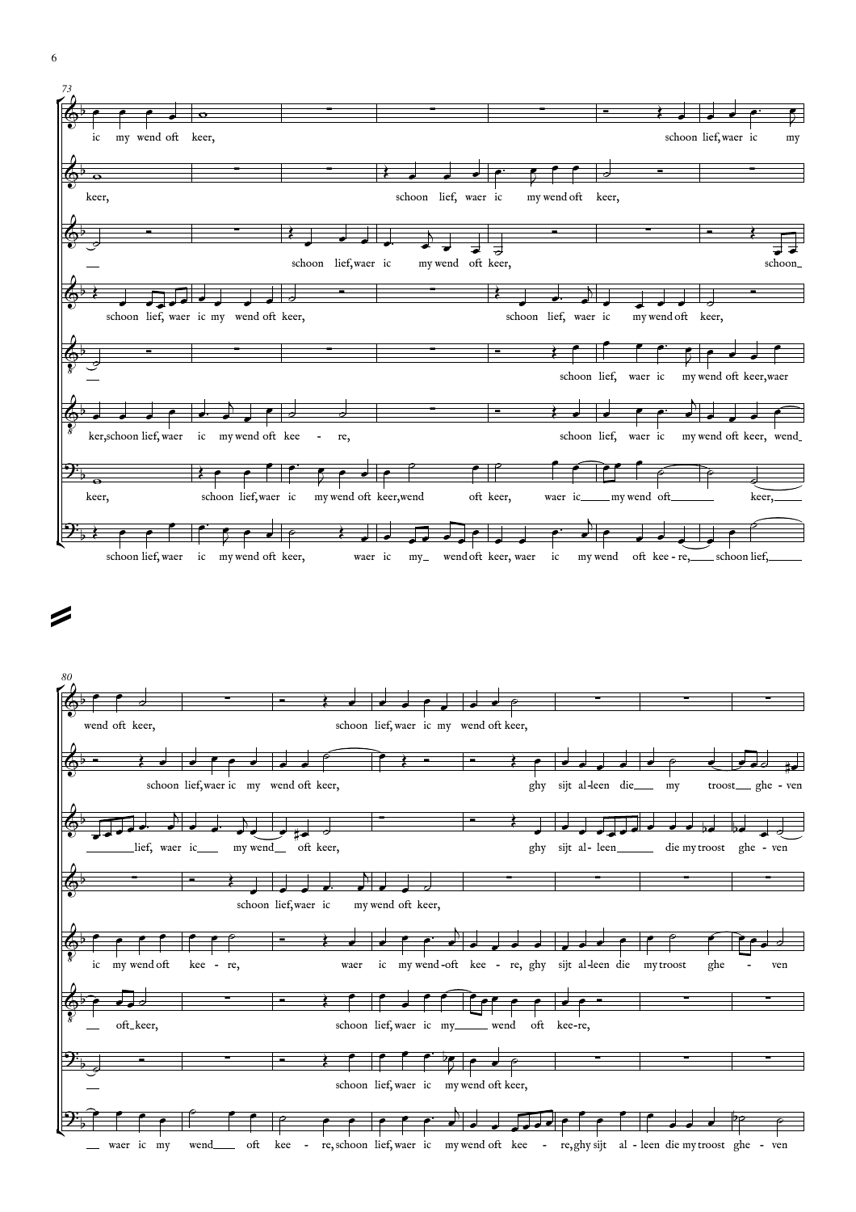73

ic my wend oft keer, schoon lief, waer ic my

keer, schoon lief, waer ic my wend oft keer,

schoon lief, waer ic my wend oft keer, schoon

schoon lief, waer ic my wend oft keer, schoon lief, waer ic my wend oft keer,

schoon lief, waer ic my wend oft keer, waer

ker, schoon lief, waer ic my wend oft kee - re, schoon lief, waer ic my wend oft keer, wend

keer, schoon lief, waer ic my wend oft keer, wend oft keer, waer ic my wend oft keer,

schoon lief, waer ic my wend oft keer, waer ic my wend oft keer, waer ic my wend oft kee - re, schoon lief,

80

wend oft keer, schoon lief, waer ic my wend oft keer,

schoon lief, waer ic my wend oft keer, ghy sijt al-leen die my troost ghe - ven

lief, waer ic my wend oft keer, ghy sijt al- leen die my troost ghe - ven

schoon lief, waer ic my wend oft keer,

ic my wend oft kee - re, waer ic my wend oft kee - re, ghy sijt al-leen die my troost ghe - ven

oft keer, schoon lief, waer ic my wend oft kee-re,

schoon lief, waer ic my wend oft keer,

waer ic my wend oft kee - re, schoon lief, waer ic my wend oft kee - re, ghy sijt al - leen die my troost ghe - ven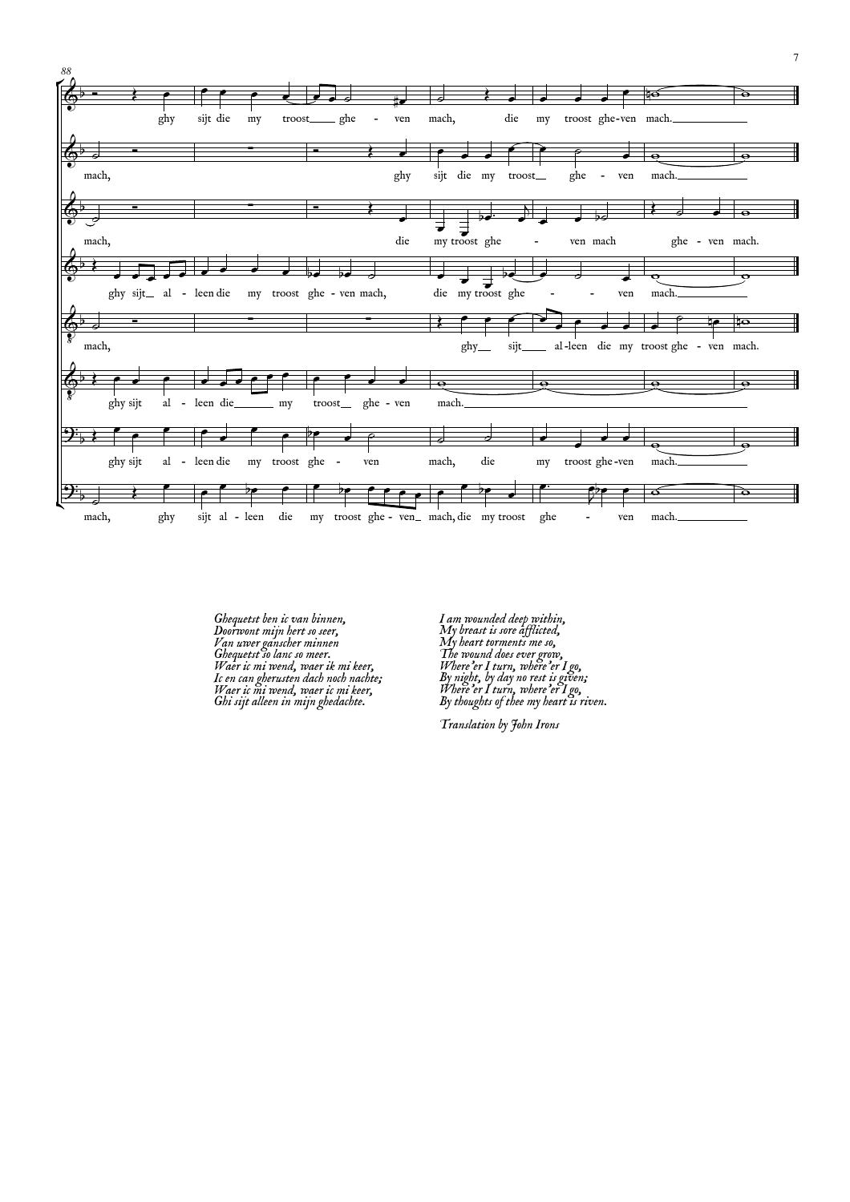*Ghequetst ben ic van binnen,*
*Doorwont mijn hert so seer,*
*Van uwer ganscher minnen*
*Ghequetst so lanc so meer.*
*Waer ic mi wend, waer ik mi keer,*
*Ic en can gherusten dach noch nachte;*
*Waer ic mi wend, waer ic mi keer,*
*Ghi sijt alleen in mijn ghedachte.*

*I am wounded deep within,*
*My breast is sore afflicted,*
*My heart torments me so,*
*The wound does ever grow,*
*Where'er I turn, where'er I go,*
*By night, by day no rest is given;*
*Where'er I turn, where'er I go,*
*By thoughts of thee my heart is riven.*

*Translation by John Irons*